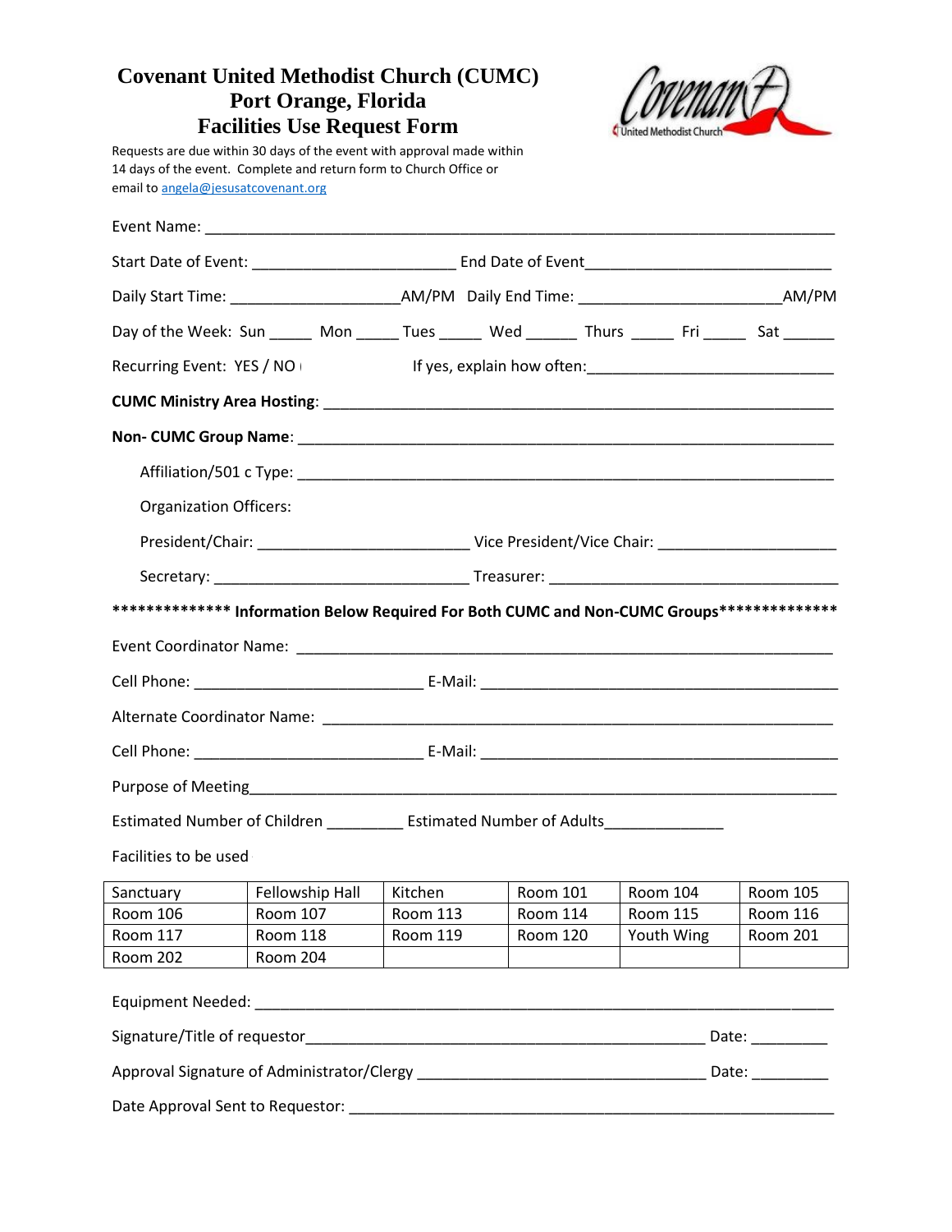# Covenant United Methodist Church (CUMC)
# Port Orange, Florida
# Facilities Use Request Form

Requests are due within 30 days of the event with approval made within 14 days of the event. Complete and return form to Church Office or email to angela@jesusatcovenant.org

Event Name: ___________________________________________________________________

Start Date of Event: _______________________ End Date of Event___________________________

Daily Start Time: __________________AM/PM Daily End Time: ______________________AM/PM

Day of the Week: Sun _____ Mon _____ Tues _____ Wed ______ Thurs _____ Fri _____ Sat ______

Recurring Event: YES / NO If yes, explain how often:___________________________

**CUMC Ministry Area Hosting**: ________________________________________________________

**Non- CUMC Group Name**: ___________________________________________________________

Affiliation/501 c Type: ______________________________________________________

Organization Officers:

President/Chair: _______________________ Vice President/Vice Chair: ____________________

Secretary: ____________________________ Treasurer: _________________________________

**\*\*\*\*\*\*\*\*\*\*\*\*\*\* Information Below Required For Both CUMC and Non-CUMC Groups\*\*\*\*\*\*\*\*\*\*\*\*\*\***

Event Coordinator Name: ______________________________________________________

Cell Phone: _________________________ E-Mail: _________________________________________

Alternate Coordinator Name: __________________________________________________

Cell Phone: _________________________ E-Mail: _________________________________________

Purpose of Meeting____________________________________________________________________

Estimated Number of Children ________ Estimated Number of Adults_____________

Facilities to be used

| Sanctuary | Fellowship Hall | Kitchen | Room 101 | Room 104 | Room 105 |
|---|---|---|---|---|---|
| Room 106 | Room 107 | Room 113 | Room 114 | Room 115 | Room 116 |
| Room 117 | Room 118 | Room 119 | Room 120 | Youth Wing | Room 201 |
| Room 202 | Room 204 | | | | |

Equipment Needed: ____________________________________________________________________

Signature/Title of requestor_____________________________________________ Date: _________

Approval Signature of Administrator/Clergy ________________________________ Date: _________

Date Approval Sent to Requestor: ________________________________________________________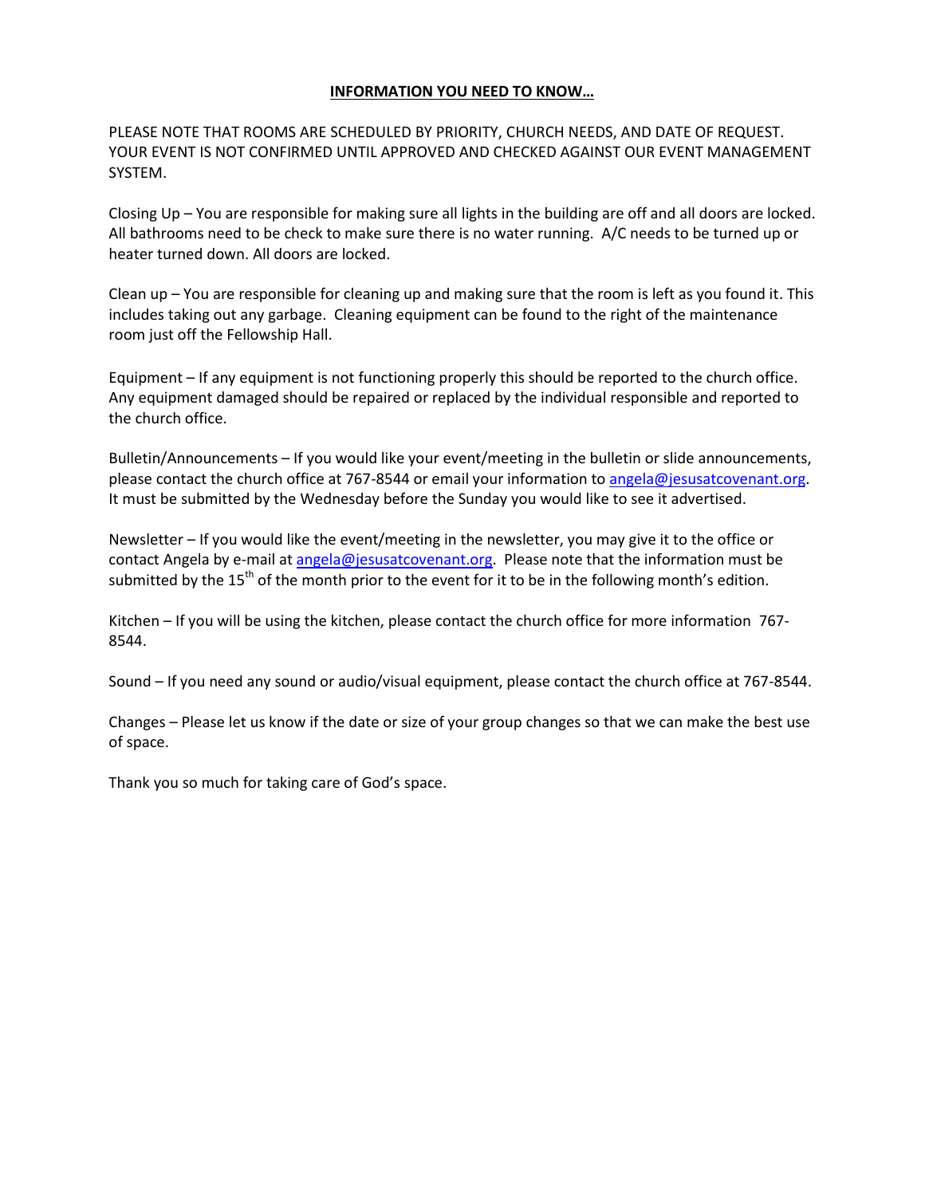**INFORMATION YOU NEED TO KNOW…**

PLEASE NOTE THAT ROOMS ARE SCHEDULED BY PRIORITY, CHURCH NEEDS, AND DATE OF REQUEST. YOUR EVENT IS NOT CONFIRMED UNTIL APPROVED AND CHECKED AGAINST OUR EVENT MANAGEMENT SYSTEM.

Closing Up – You are responsible for making sure all lights in the building are off and all doors are locked. All bathrooms need to be check to make sure there is no water running. A/C needs to be turned up or heater turned down. All doors are locked.

Clean up – You are responsible for cleaning up and making sure that the room is left as you found it. This includes taking out any garbage. Cleaning equipment can be found to the right of the maintenance room just off the Fellowship Hall.

Equipment – If any equipment is not functioning properly this should be reported to the church office. Any equipment damaged should be repaired or replaced by the individual responsible and reported to the church office.

Bulletin/Announcements – If you would like your event/meeting in the bulletin or slide announcements, please contact the church office at 767-8544 or email your information to angela@jesusatcovenant.org. It must be submitted by the Wednesday before the Sunday you would like to see it advertised.

Newsletter – If you would like the event/meeting in the newsletter, you may give it to the office or contact Angela by e-mail at angela@jesusatcovenant.org. Please note that the information must be submitted by the 15th of the month prior to the event for it to be in the following month's edition.

Kitchen – If you will be using the kitchen, please contact the church office for more information 767-8544.

Sound – If you need any sound or audio/visual equipment, please contact the church office at 767-8544.

Changes – Please let us know if the date or size of your group changes so that we can make the best use of space.

Thank you so much for taking care of God's space.